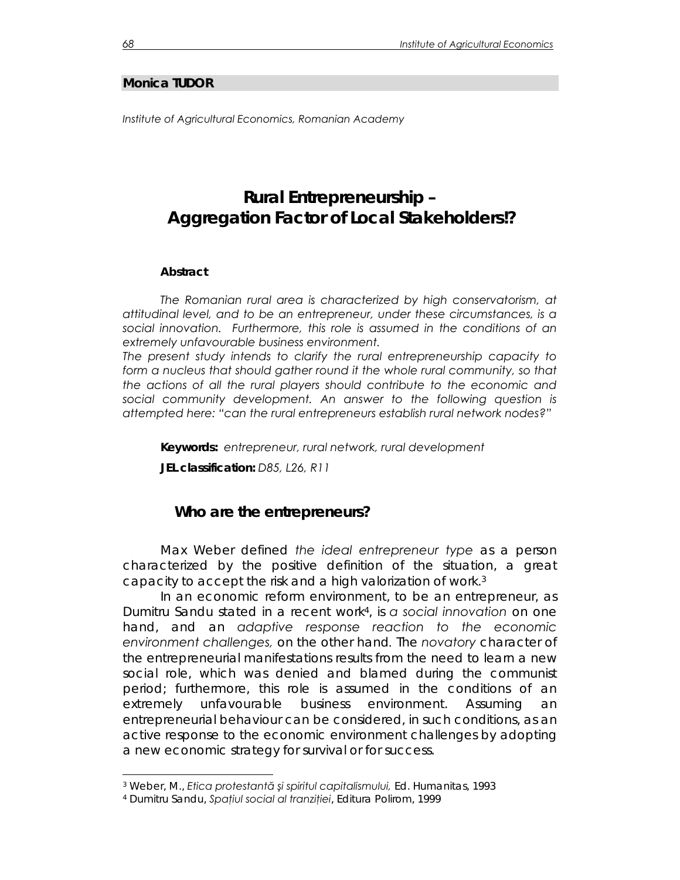**Monica TUDOR**

*Institute of Agricultural Economics, Romanian Academy*

# Rural Entrepreneurship – Aggregation Factor of Local Stakeholders!?

**Abstract**

*The Romanian rural area is characterized by high conservatorism, at attitudinal level, and to be an entrepreneur, under these circumstances, is a social innovation. Furthermore, this role is assumed in the conditions of an extremely unfavourable business environment.*

*The present study intends to clarify the rural entrepreneurship capacity to form a nucleus that should gather round it the whole rural community, so that the actions of all the rural players should contribute to the economic and social community development. An answer to the following question is attempted here: "can the rural entrepreneurs establish rural network nodes?"*

**Keywords:** *entrepreneur, rural network, rural development*

**JEL classification:** *D85, L26, R11*

## Who are the entrepreneurs?

Max Weber defined *the ideal entrepreneur type* as a person characterized by the positive definition of the situation, a great capacity to accept the risk and a high valorization of work.[3]

In an economic reform environment, to be an entrepreneur, as Dumitru Sandu stated in a recent work[4], is *a social innovation* on one hand, and an *adaptive response reaction to the economic environment challenges,* on the other hand. The *novatory* character of the entrepreneurial manifestations results from the need to learn a new social role, which was denied and blamed during the communist period; furthermore, this role is assumed in the conditions of an extremely unfavourable business environment. Assuming an entrepreneurial behaviour can be considered, in such conditions, as an active response to the economic environment challenges by adopting a new economic strategy for survival or for success.

---

[3] Weber, M., *Etica protestantă şi spiritul capitalismului,* Ed. Humanitas, 1993

[4] Dumitru Sandu, *Spaţiul social al tranziţiei*, Editura Polirom, 1999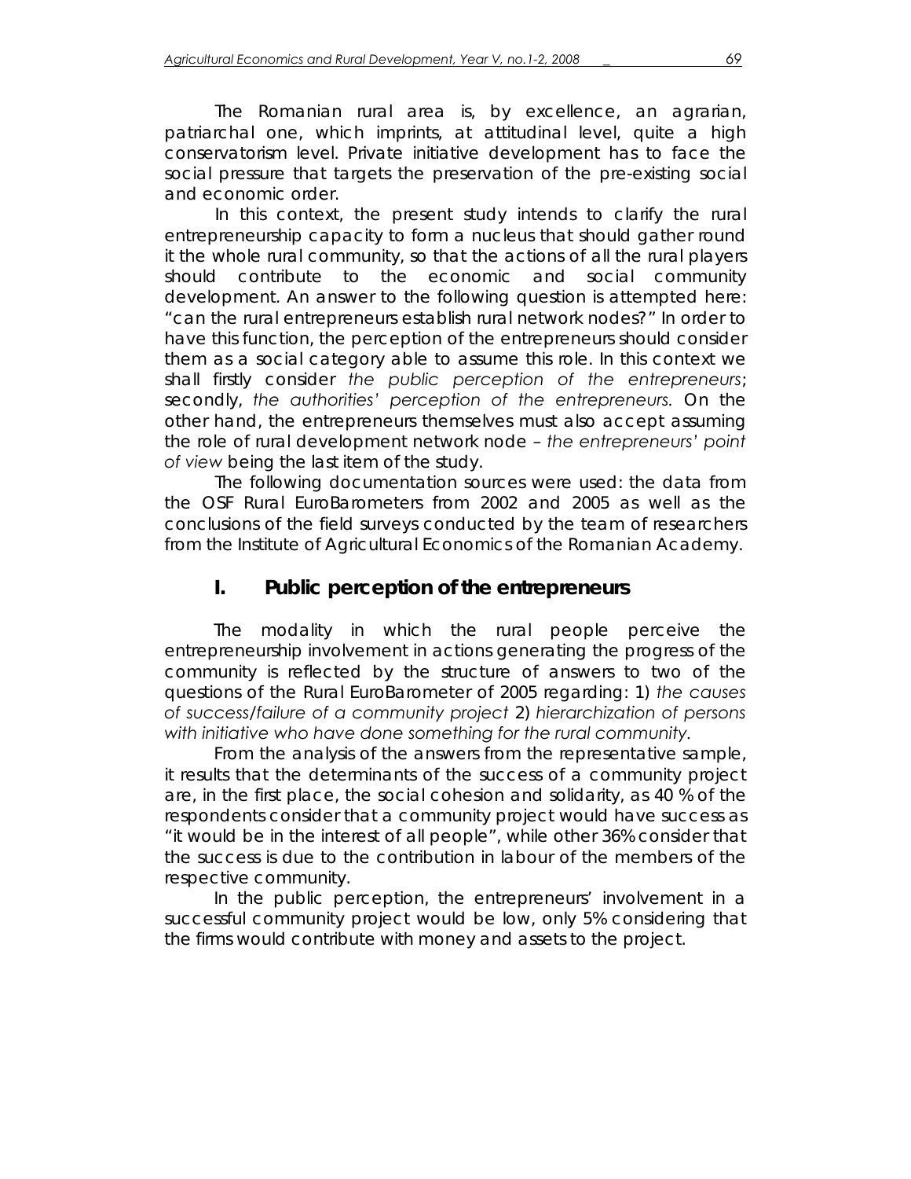The Romanian rural area is, by excellence, an agrarian, patriarchal one, which imprints, at attitudinal level, quite a high conservatorism level. Private initiative development has to face the social pressure that targets the preservation of the pre-existing social and economic order.

In this context, the present study intends to clarify the rural entrepreneurship capacity to form a nucleus that should gather round it the whole rural community, so that the actions of all the rural players should contribute to the economic and social community development. An answer to the following question is attempted here: "can the rural entrepreneurs establish rural network nodes?" In order to have this function, the perception of the entrepreneurs should consider them as a social category able to assume this role. In this context we shall firstly consider *the public perception of the entrepreneurs*; secondly, *the authorities' perception of the entrepreneurs*. On the other hand, the entrepreneurs themselves must also accept assuming the role of rural development network node – *the entrepreneurs' point of view* being the last item of the study.

The following documentation sources were used: the data from the OSF Rural EuroBarometers from 2002 and 2005 as well as the conclusions of the field surveys conducted by the team of researchers from the Institute of Agricultural Economics of the Romanian Academy.

## I. Public perception of the entrepreneurs

The modality in which the rural people perceive the entrepreneurship involvement in actions generating the progress of the community is reflected by the structure of answers to two of the questions of the Rural EuroBarometer of 2005 regarding: 1) *the causes of success/failure of a community project* 2) *hierarchization of persons with initiative who have done something for the rural community.*

From the analysis of the answers from the representative sample, it results that the determinants of the success of a community project are, in the first place, the social cohesion and solidarity, as 40 % of the respondents consider that a community project would have success as "it would be in the interest of all people", while other 36% consider that the success is due to the contribution in labour of the members of the respective community.

In the public perception, the entrepreneurs' involvement in a successful community project would be low, only 5% considering that the firms would contribute with money and assets to the project.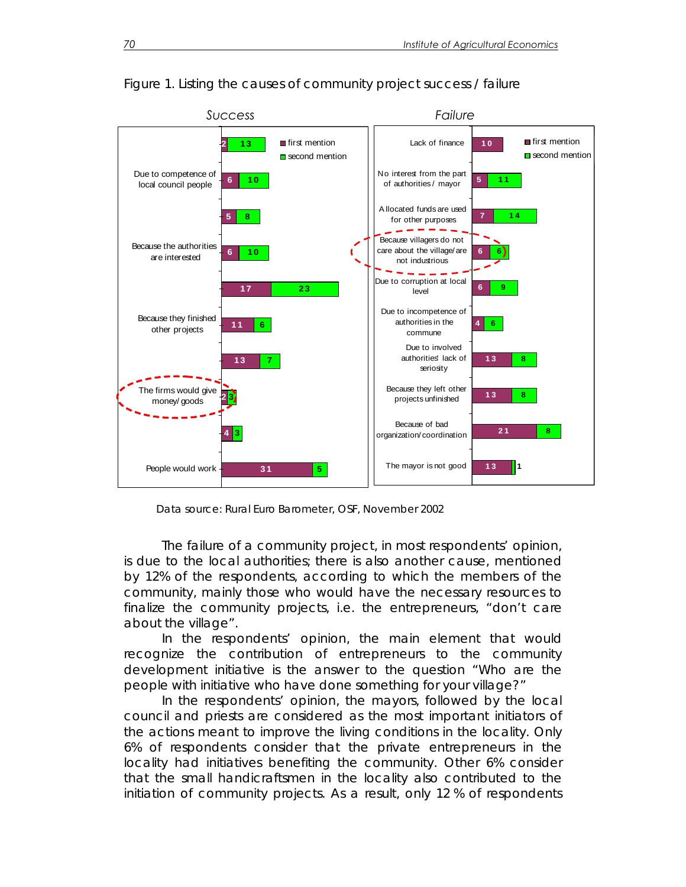Figure 1. Listing the causes of community project success / failure

*Success*

| Cause | first mention | second mention |
|---|---|---|
| | 2 | 13 |
| Due to competence of local council people | 6 | 10 |
| | 5 | 8 |
| Because the authorities are interested | 6 | 10 |
| | 17 | 23 |
| Because they finished other projects | 11 | 6 |
| | 13 | 7 |
| The firms would give money/ goods | 2 | 3 |
| | 4 | 3 |
| People would work | 31 | 5 |

*Failure*

| Cause | first mention | second mention |
|---|---|---|
| Lack of finance | 10 | |
| No interest from the part of authorities / mayor | 5 | 11 |
| Allocated funds are used for other purposes | 7 | 14 |
| Because villagers do not care about the village/are not industrious | 6 | 6 |
| Due to corruption at local level | 6 | 9 |
| Due to incompetence of authorities in the commune | 4 | 6 |
| Due to involved authorities' lack of seriosity | 13 | 8 |
| Because they left other projects unfinished | 13 | 8 |
| Because of bad organization/coordination | 21 | 8 |
| The mayor is not good | 13 | 1 |

Data source: Rural Euro Barometer, OSF, November 2002

The failure of a community project, in most respondents' opinion, is due to the local authorities; there is also another cause, mentioned by 12% of the respondents, according to which the members of the community, mainly those who would have the necessary resources to finalize the community projects, i.e. the entrepreneurs, "don't care about the village".

In the respondents' opinion, the main element that would recognize the contribution of entrepreneurs to the community development initiative is the answer to the question "Who are the people with initiative who have done something for your village?"

In the respondents' opinion, the mayors, followed by the local council and priests are considered as the most important initiators of the actions meant to improve the living conditions in the locality. Only 6% of respondents consider that the private entrepreneurs in the locality had initiatives benefiting the community. Other 6% consider that the small handicraftsmen in the locality also contributed to the initiation of community projects. As a result, only 12 % of respondents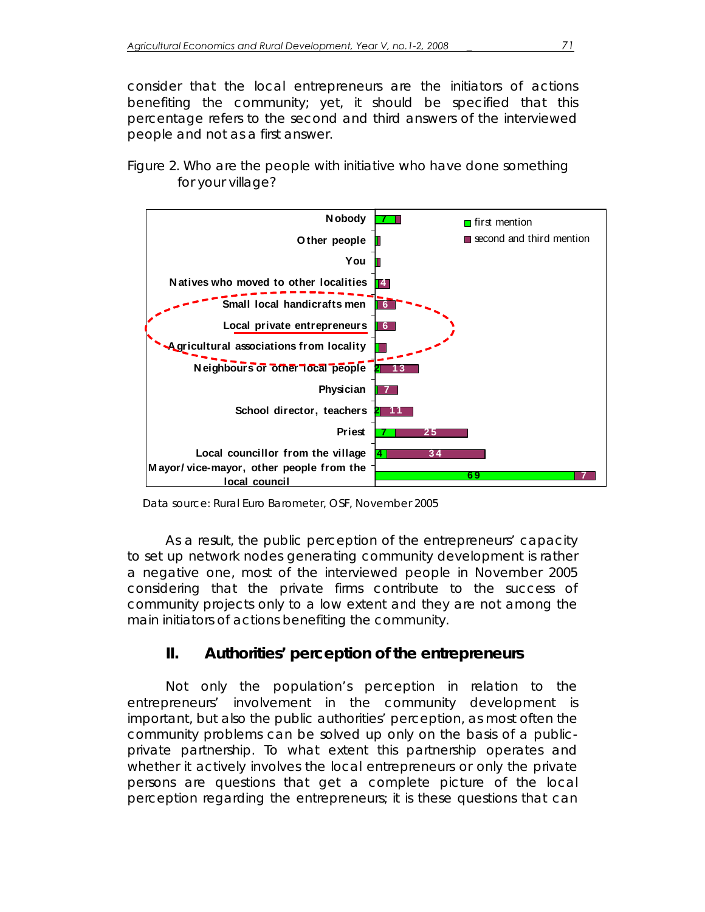consider that the local entrepreneurs are the initiators of actions benefiting the community; yet, it should be specified that this percentage refers to the second and third answers of the interviewed people and not as a first answer.

Figure 2. Who are the people with initiative who have done something for your village?

| | first mention | second and third mention |
|---|---|---|
| Nobody | 7 | |
| Other people | | |
| You | | |
| Natives who moved to other localities | | 4 |
| Small local handicrafts men | | 6 |
| Local private entrepreneurs | | 6 |
| Agricultural associations from locality | | |
| Neighbours or other local people | 2 | 13 |
| Physician | | 7 |
| School director, teachers | 2 | 11 |
| Priest | 7 | 25 |
| Local councillor from the village | 4 | 34 |
| Mayor/vice-mayor, other people from the local council | 69 | 7 |

Data source: Rural Euro Barometer, OSF, November 2005

As a result, the public perception of the entrepreneurs' capacity to set up network nodes generating community development is rather a negative one, most of the interviewed people in November 2005 considering that the private firms contribute to the success of community projects only to a low extent and they are not among the main initiators of actions benefiting the community.

## II. Authorities' perception of the entrepreneurs

Not only the population's perception in relation to the entrepreneurs' involvement in the community development is important, but also the public authorities' perception, as most often the community problems can be solved up only on the basis of a public-private partnership. To what extent this partnership operates and whether it actively involves the local entrepreneurs or only the private persons are questions that get a complete picture of the local perception regarding the entrepreneurs; it is these questions that can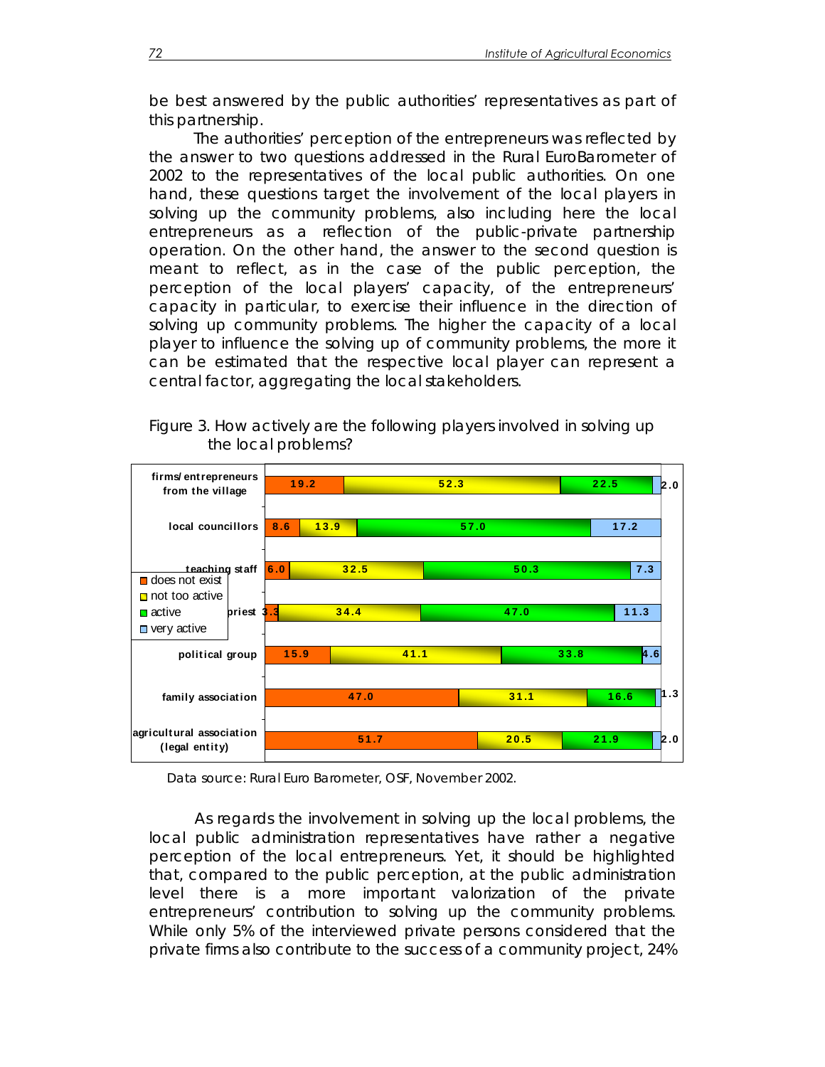be best answered by the public authorities' representatives as part of this partnership.

The authorities' perception of the entrepreneurs was reflected by the answer to two questions addressed in the Rural EuroBarometer of 2002 to the representatives of the local public authorities. On one hand, these questions target the involvement of the local players in solving up the community problems, also including here the local entrepreneurs as a reflection of the public-private partnership operation. On the other hand, the answer to the second question is meant to reflect, as in the case of the public perception, the perception of the local players' capacity, of the entrepreneurs' capacity in particular, to exercise their influence in the direction of solving up community problems. The higher the capacity of a local player to influence the solving up of community problems, the more it can be estimated that the respective local player can represent a central factor, aggregating the local stakeholders.

Figure 3. How actively are the following players involved in solving up the local problems?

| | does not exist | not too active | active | very active |
|---|---|---|---|---|
| firms/entrepreneurs from the village | 19.2 | 52.3 | 22.5 | 2.0 |
| local councillors | 8.6 | 13.9 | 57.0 | 17.2 |
| teaching staff | 6.0 | 32.5 | 50.3 | 7.3 |
| priest | 3.3 | 34.4 | 47.0 | 11.3 |
| political group | 15.9 | 41.1 | 33.8 | 4.6 |
| family association | 47.0 | 31.1 | 16.6 | 1.3 |
| agricultural association (legal entity) | 51.7 | 20.5 | 21.9 | 2.0 |

Data source: Rural Euro Barometer, OSF, November 2002.

As regards the involvement in solving up the local problems, the local public administration representatives have rather a negative perception of the local entrepreneurs. Yet, it should be highlighted that, compared to the public perception, at the public administration level there is a more important valorization of the private entrepreneurs' contribution to solving up the community problems. While only 5% of the interviewed private persons considered that the private firms also contribute to the success of a community project, 24%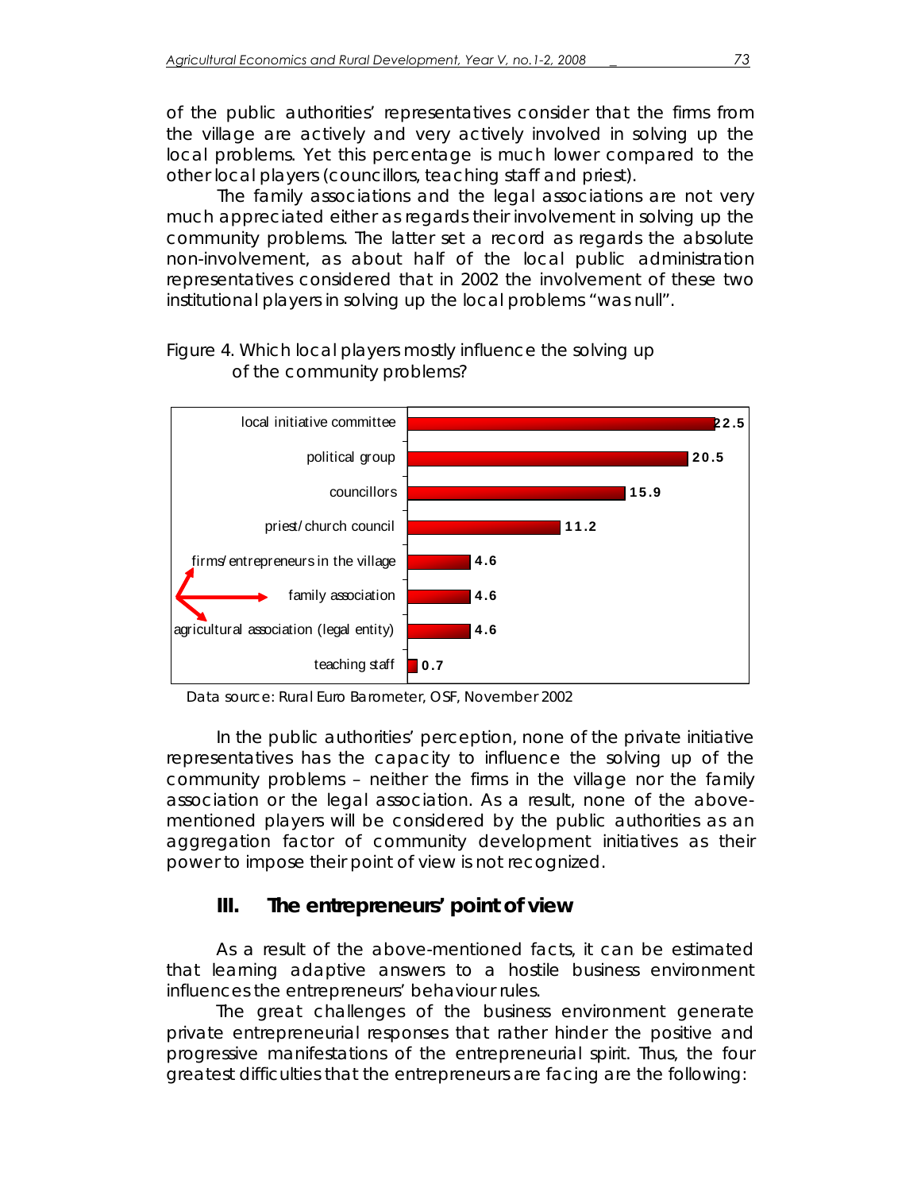of the public authorities' representatives consider that the firms from the village are actively and very actively involved in solving up the local problems. Yet this percentage is much lower compared to the other local players (councillors, teaching staff and priest).

The family associations and the legal associations are not very much appreciated either as regards their involvement in solving up the community problems. The latter set a record as regards the absolute non-involvement, as about half of the local public administration representatives considered that in 2002 the involvement of these two institutional players in solving up the local problems "was null".

Figure 4. Which local players mostly influence the solving up of the community problems?

| Local player | % |
|---|---|
| local initiative committee | 22.5 |
| political group | 20.5 |
| councillors | 15.9 |
| priest/church council | 11.2 |
| firms/entrepreneurs in the village | 4.6 |
| family association | 4.6 |
| agricultural association (legal entity) | 4.6 |
| teaching staff | 0.7 |

Data source: Rural Euro Barometer, OSF, November 2002

In the public authorities' perception, none of the private initiative representatives has the capacity to influence the solving up of the community problems – neither the firms in the village nor the family association or the legal association. As a result, none of the above-mentioned players will be considered by the public authorities as an aggregation factor of community development initiatives as their power to impose their point of view is not recognized.

## III. The entrepreneurs' point of view

As a result of the above-mentioned facts, it can be estimated that learning adaptive answers to a hostile business environment influences the entrepreneurs' behaviour rules.

The great challenges of the business environment generate private entrepreneurial responses that rather hinder the positive and progressive manifestations of the entrepreneurial spirit. Thus, the four greatest difficulties that the entrepreneurs are facing are the following: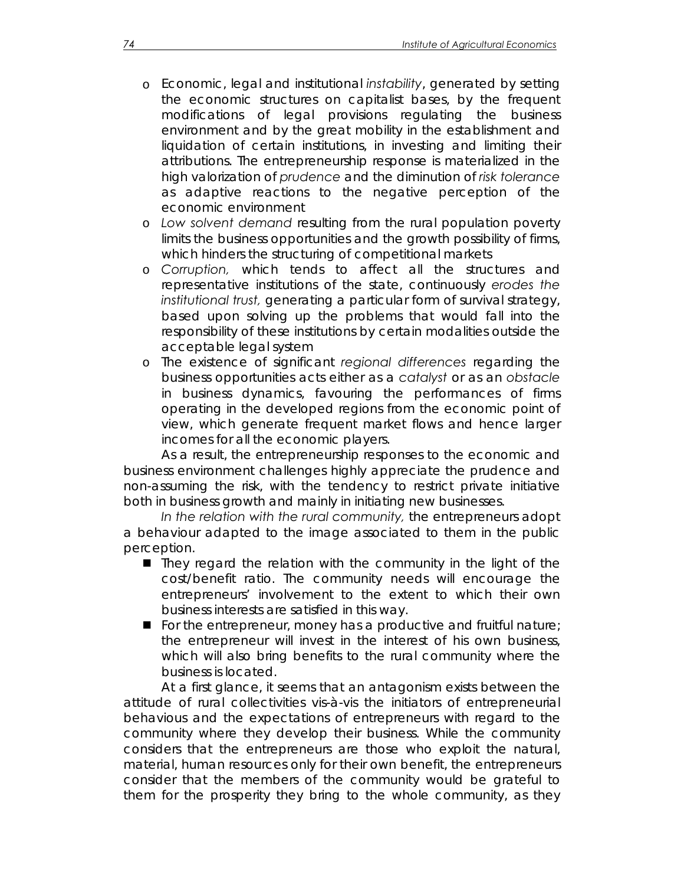- Economic, legal and institutional *instability*, generated by setting the economic structures on capitalist bases, by the frequent modifications of legal provisions regulating the business environment and by the great mobility in the establishment and liquidation of certain institutions, in investing and limiting their attributions. The entrepreneurship response is materialized in the high valorization of *prudence* and the diminution of *risk tolerance* as adaptive reactions to the negative perception of the economic environment
- *Low solvent demand* resulting from the rural population poverty limits the business opportunities and the growth possibility of firms, which hinders the structuring of competitional markets
- *Corruption,* which tends to affect all the structures and representative institutions of the state, continuously *erodes the institutional trust,* generating a particular form of survival strategy, based upon solving up the problems that would fall into the responsibility of these institutions by certain modalities outside the acceptable legal system
- The existence of significant *regional differences* regarding the business opportunities acts either as a *catalyst* or as an *obstacle* in business dynamics, favouring the performances of firms operating in the developed regions from the economic point of view, which generate frequent market flows and hence larger incomes for all the economic players.

As a result, the entrepreneurship responses to the economic and business environment challenges highly appreciate the prudence and non-assuming the risk, with the tendency to restrict private initiative both in business growth and mainly in initiating new businesses.

*In the relation with the rural community,* the entrepreneurs adopt a behaviour adapted to the image associated to them in the public perception.

- They regard the relation with the community in the light of the cost/benefit ratio. The community needs will encourage the entrepreneurs' involvement to the extent to which their own business interests are satisfied in this way.
- For the entrepreneur, money has a productive and fruitful nature; the entrepreneur will invest in the interest of his own business, which will also bring benefits to the rural community where the business is located.

At a first glance, it seems that an antagonism exists between the attitude of rural collectivities vis-à-vis the initiators of entrepreneurial behavious and the expectations of entrepreneurs with regard to the community where they develop their business. While the community considers that the entrepreneurs are those who exploit the natural, material, human resources only for their own benefit, the entrepreneurs consider that the members of the community would be grateful to them for the prosperity they bring to the whole community, as they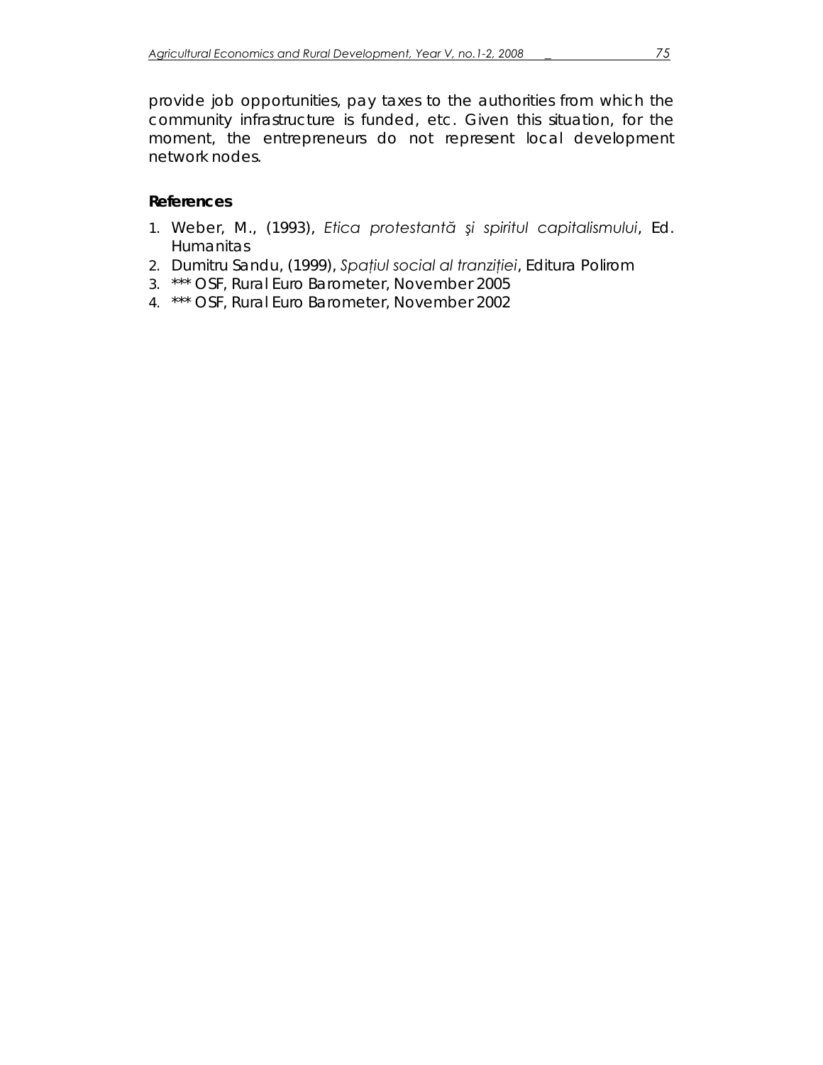provide job opportunities, pay taxes to the authorities from which the community infrastructure is funded, etc. Given this situation, for the moment, the entrepreneurs do not represent local development network nodes.

**References**

1. Weber, M., (1993), *Etica protestantă şi spiritul capitalismului*, Ed. Humanitas
2. Dumitru Sandu, (1999), *Spațiul social al tranziției*, Editura Polirom
3. *** OSF, Rural Euro Barometer, November 2005
4. *** OSF, Rural Euro Barometer, November 2002